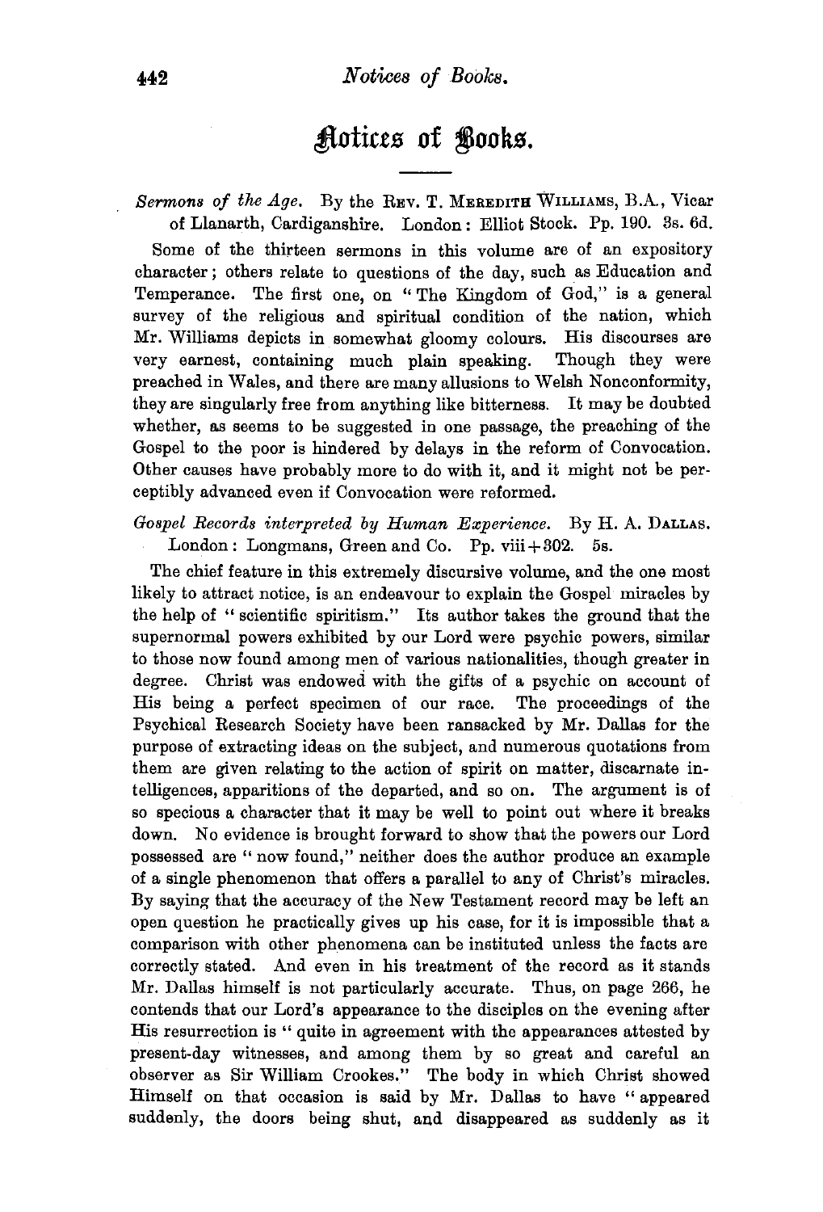# Notices of Books.

*Sermons of the Age.* By the Rev. T. Meredith Williams, B.A., Vicar of Llanarth, Cardiganshire. London: Elliot Stock. Pp. 190. 3s. 6d.

Some of the thirteen sermons in this volume are of an expository character; others relate to questions of the day, such as Education and Temperance. The first one, on "The Kingdom of God," is a general survey of the religious and spiritual condition of the nation, which Mr. Williams depicts in somewhat gloomy colours. His discourses are very earnest, containing much plain speaking. Though they were preached in Wales, and there are many allusions to Welsh Nonconformity, they are singularly free from anything like bitterness. It may be doubted whether, as seems to be suggested in one passage, the preaching of the Gospel to the poor is hindered by delays in the reform of Convocation. Other causes have probably more to do with it, and it might not be perceptibly advanced even if Convocation were reformed.

*Gospel Records interpreted by Human Experience.* By H. A. Dallas. London: Longmans, Green and Co. Pp. viii+302. 5s.

The chief feature in this extremely discursive volume, and the one most likely to attract notice, is an endeavour to explain the Gospel miracles by the help of "scientific spiritism." Its author takes the ground that the supernormal powers exhibited by our Lord were psychic powers, similar to those now found among men of various nationalities, though greater in degree. Christ was endowed with the gifts of a psychic on account of His being a perfect specimen of our race. The proceedings of the Psychical Research Society have been ransacked by Mr. Dallas for the purpose of extracting ideas on the subject, and numerous quotations from them are given relating to the action of spirit on matter, discarnate intelligences, apparitions of the departed, and so on. The argument is of so specious a character that it may be well to point out where it breaks down. No evidence is brought forward to show that the powers our Lord possessed are "now found," neither does the author produce an example of a single phenomenon that offers a parallel to any of Christ's miracles. By saying that the accuracy of the New Testament record may be left an open question he practically gives up his case, for it is impossible that a comparison with other phenomena can be instituted unless the facts are correctly stated. And even in his treatment of the record as it stands Mr. Dallas himself is not particularly accurate. Thus, on page 266, he contends that our Lord's appearance to the disciples on the evening after His resurrection is "quite in agreement with the appearances attested by present-day witnesses, and among them by so great and careful an observer as Sir William Crookes." The body in which Christ showed Himself on that occasion is said by Mr. Dallas to have "appeared suddenly, the doors being shut, and disappeared as suddenly as it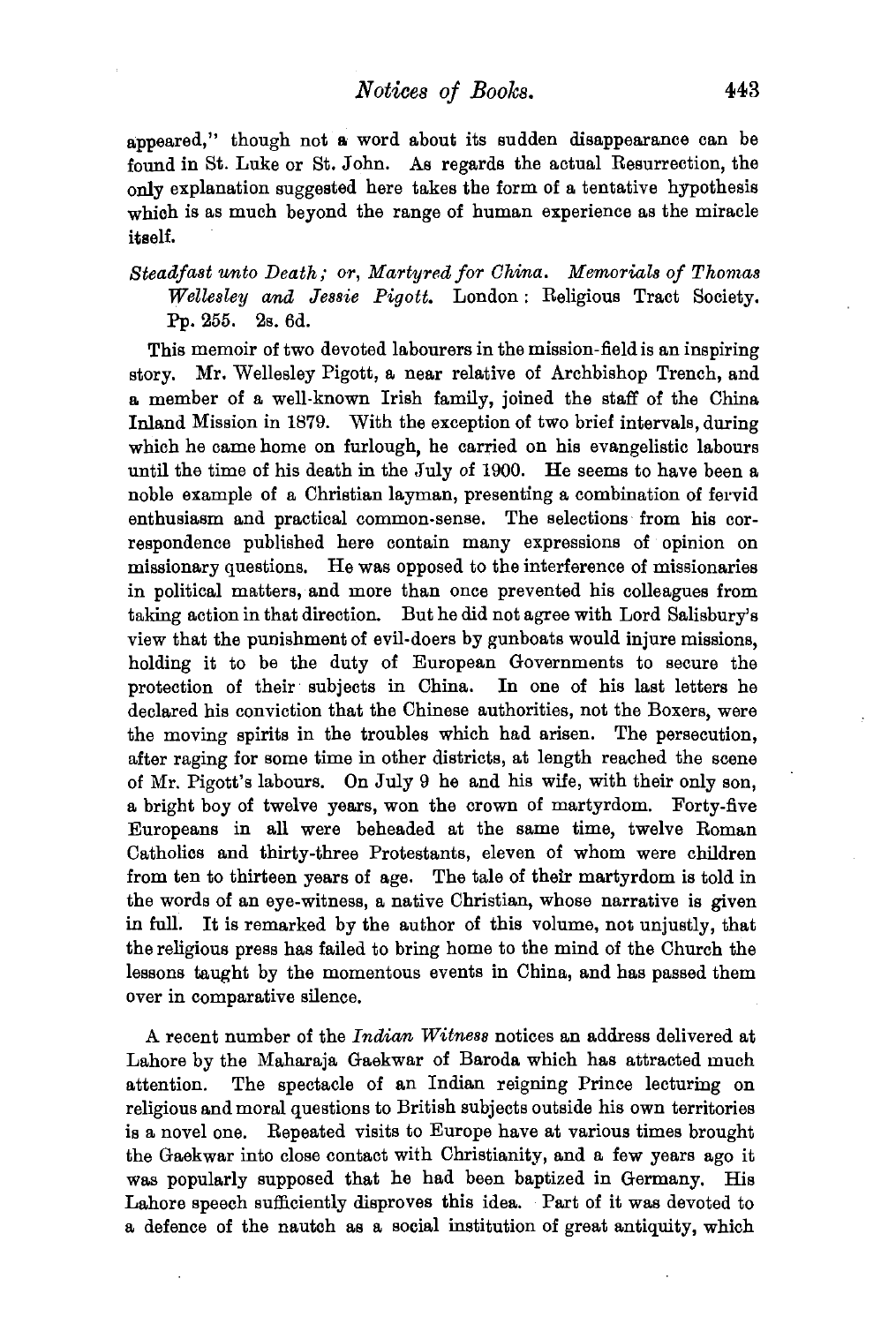appeared," though not a word about its sudden disappearance can be found in St. Luke or St. John. As regards the actual Resurrection, the only explanation suggested here takes the form of a tentative hypothesis which is as much beyond the range of human experience as the miracle itself.

*Steadfast unto Death; or, Martyred for China. Memorials of Thomas Wellesley and Jessie Pigott.* London: Religious Tract Society. Pp. 255. 2s. 6d.

This memoir of two devoted labourers in the mission-field is an inspiring story. Mr. Wellesley Pigott, a near relative of Archbishop Trench, and a member of a well-known Irish family, joined the staff of the China Inland Mission in 1879. With the exception of two brief intervals, during which he came home on furlough, he carried on his evangelistic labours until the time of his death in the July of 1900. He seems to have been a noble example of a Christian layman, presenting a combination of fervid enthusiasm and practical common-sense. The selections from his correspondence published here contain many expressions of opinion on missionary questions. He was opposed to the interference of missionaries in political matters, and more than once prevented his colleagues from taking action in that direction. But he did not agree with Lord Salisbury's view that the punishment of evil-doers by gunboats would injure missions, holding it to be the duty of European Governments to secure the protection of their subjects in China. In one of his last letters he declared his conviction that the Chinese authorities, not the Boxers, were the moving spirits in the troubles which had arisen. The persecution, after raging for some time in other districts, at length reached the scene of Mr. Pigott's labours. On July 9 he and his wife, with their only son, a bright boy of twelve years, won the crown of martyrdom. Forty-five Europeans in all were beheaded at the same time, twelve Roman Catholics and thirty-three Protestants, eleven of whom were children from ten to thirteen years of age. The tale of their martyrdom is told in the words of an eye-witness, a native Christian, whose narrative is given in full. It is remarked by the author of this volume, not unjustly, that the religious press has failed to bring home to the mind of the Church the lessons taught by the momentous events in China, and has passed them over in comparative silence.

---

A recent number of the *Indian Witness* notices an address delivered at Lahore by the Maharaja Gaekwar of Baroda which has attracted much attention. The spectacle of an Indian reigning Prince lecturing on religious and moral questions to British subjects outside his own territories is a novel one. Repeated visits to Europe have at various times brought the Gaekwar into close contact with Christianity, and a few years ago it was popularly supposed that he had been baptized in Germany. His Lahore speech sufficiently disproves this idea. Part of it was devoted to a defence of the nautch as a social institution of great antiquity, which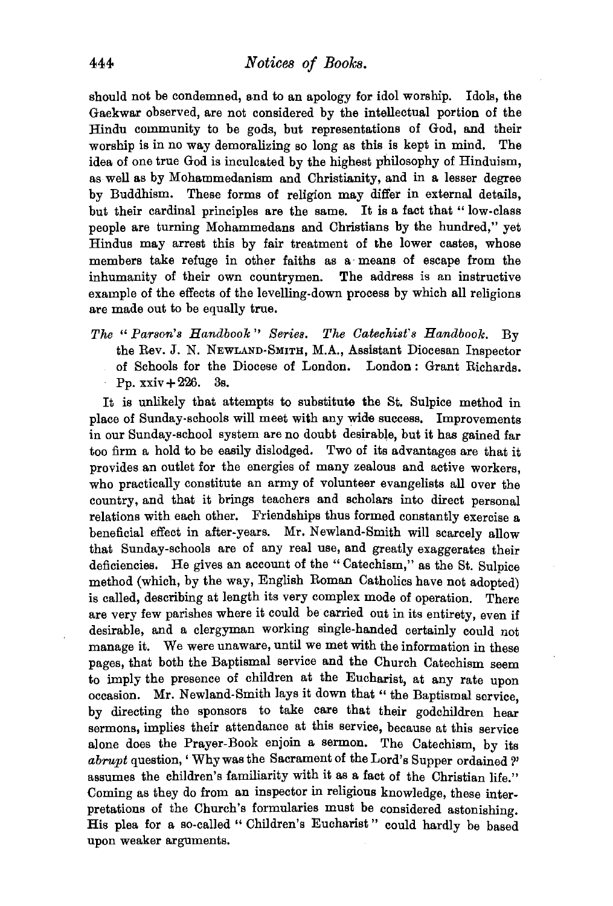should not be condemned, and to an apology for idol worship. Idols, the Gaekwar observed, are not considered by the intellectual portion of the Hindu community to be gods, but representations of God, and their worship is in no way demoralizing so long as this is kept in mind. The idea of one true God is inculcated by the highest philosophy of Hinduism, as well as by Mohammedanism and Christianity, and in a lesser degree by Buddhism. These forms of religion may differ in external details, but their cardinal principles are the same. It is a fact that "low-class people are turning Mohammedans and Christians by the hundred," yet Hindus may arrest this by fair treatment of the lower castes, whose members take refuge in other faiths as a means of escape from the inhumanity of their own countrymen. The address is an instructive example of the effects of the levelling-down process by which all religions are made out to be equally true.

*The "Parson's Handbook" Series. The Catechist's Handbook.* By the Rev. J. N. NEWLAND-SMITH, M.A., Assistant Diocesan Inspector of Schools for the Diocese of London. London: Grant Richards. Pp. xxiv + 226. 3s.

It is unlikely that attempts to substitute the St. Sulpice method in place of Sunday-schools will meet with any wide success. Improvements in our Sunday-school system are no doubt desirable, but it has gained far too firm a hold to be easily dislodged. Two of its advantages are that it provides an outlet for the energies of many zealous and active workers, who practically constitute an army of volunteer evangelists all over the country, and that it brings teachers and scholars into direct personal relations with each other. Friendships thus formed constantly exercise a beneficial effect in after-years. Mr. Newland-Smith will scarcely allow that Sunday-schools are of any real use, and greatly exaggerates their deficiencies. He gives an account of the "Catechism," as the St. Sulpice method (which, by the way, English Roman Catholics have not adopted) is called, describing at length its very complex mode of operation. There are very few parishes where it could be carried out in its entirety, even if desirable, and a clergyman working single-handed certainly could not manage it. We were unaware, until we met with the information in these pages, that both the Baptismal service and the Church Catechism seem to imply the presence of children at the Eucharist, at any rate upon occasion. Mr. Newland-Smith lays it down that "the Baptismal service, by directing the sponsors to take care that their godchildren hear sermons, implies their attendance at this service, because at this service alone does the Prayer-Book enjoin a sermon. The Catechism, by its *abrupt* question, 'Why was the Sacrament of the Lord's Supper ordained?' assumes the children's familiarity with it as a fact of the Christian life." Coming as they do from an inspector in religious knowledge, these interpretations of the Church's formularies must be considered astonishing. His plea for a so-called "Children's Eucharist" could hardly be based upon weaker arguments.